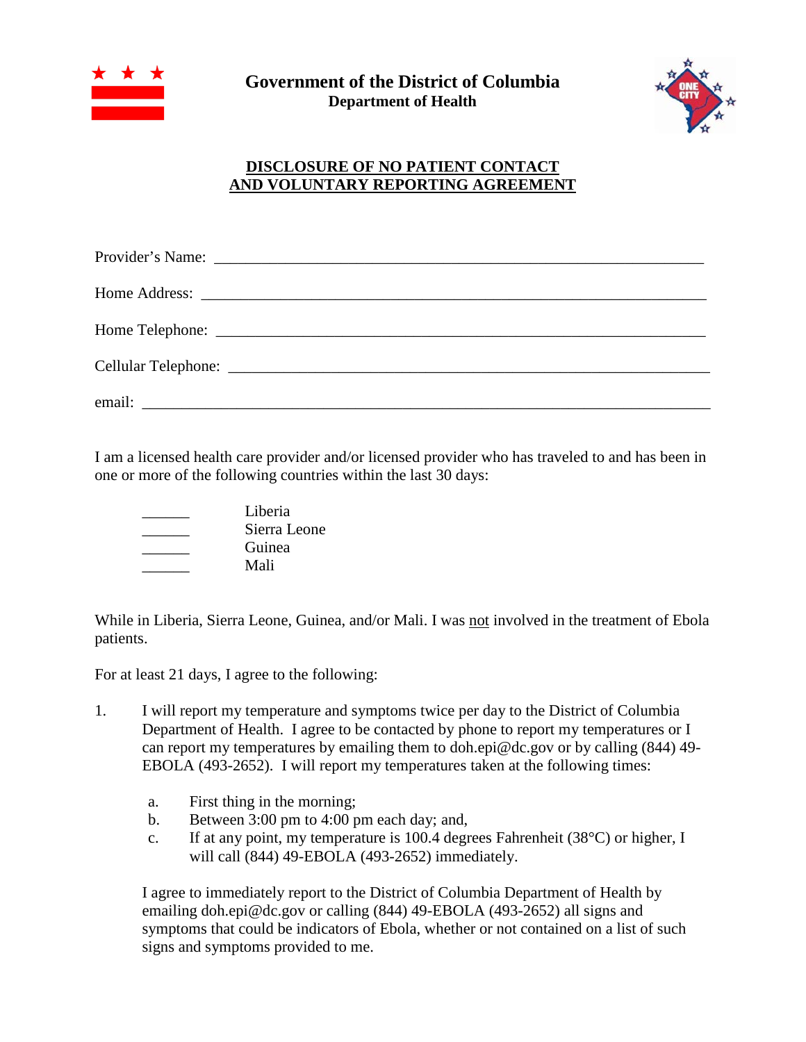**Government of the District of Columbia**
**Department of Health**

## DISCLOSURE OF NO PATIENT CONTACT AND VOLUNTARY REPORTING AGREEMENT

Provider's Name: ______________________________________________________________

Home Address: ______________________________________________________________

Home Telephone: ______________________________________________________________

Cellular Telephone: ____________________________________________________________

email: ____________________________________________________________________

I am a licensed health care provider and/or licensed provider who has traveled to and has been in one or more of the following countries within the last 30 days:

______ Liberia
______ Sierra Leone
______ Guinea
______ Mali

While in Liberia, Sierra Leone, Guinea, and/or Mali. I was not involved in the treatment of Ebola patients.

For at least 21 days, I agree to the following:

1. I will report my temperature and symptoms twice per day to the District of Columbia Department of Health. I agree to be contacted by phone to report my temperatures or I can report my temperatures by emailing them to doh.epi@dc.gov or by calling (844) 49-EBOLA (493-2652). I will report my temperatures taken at the following times:

   a. First thing in the morning;
   b. Between 3:00 pm to 4:00 pm each day; and,
   c. If at any point, my temperature is 100.4 degrees Fahrenheit (38°C) or higher, I will call (844) 49-EBOLA (493-2652) immediately.

   I agree to immediately report to the District of Columbia Department of Health by emailing doh.epi@dc.gov or calling (844) 49-EBOLA (493-2652) all signs and symptoms that could be indicators of Ebola, whether or not contained on a list of such signs and symptoms provided to me.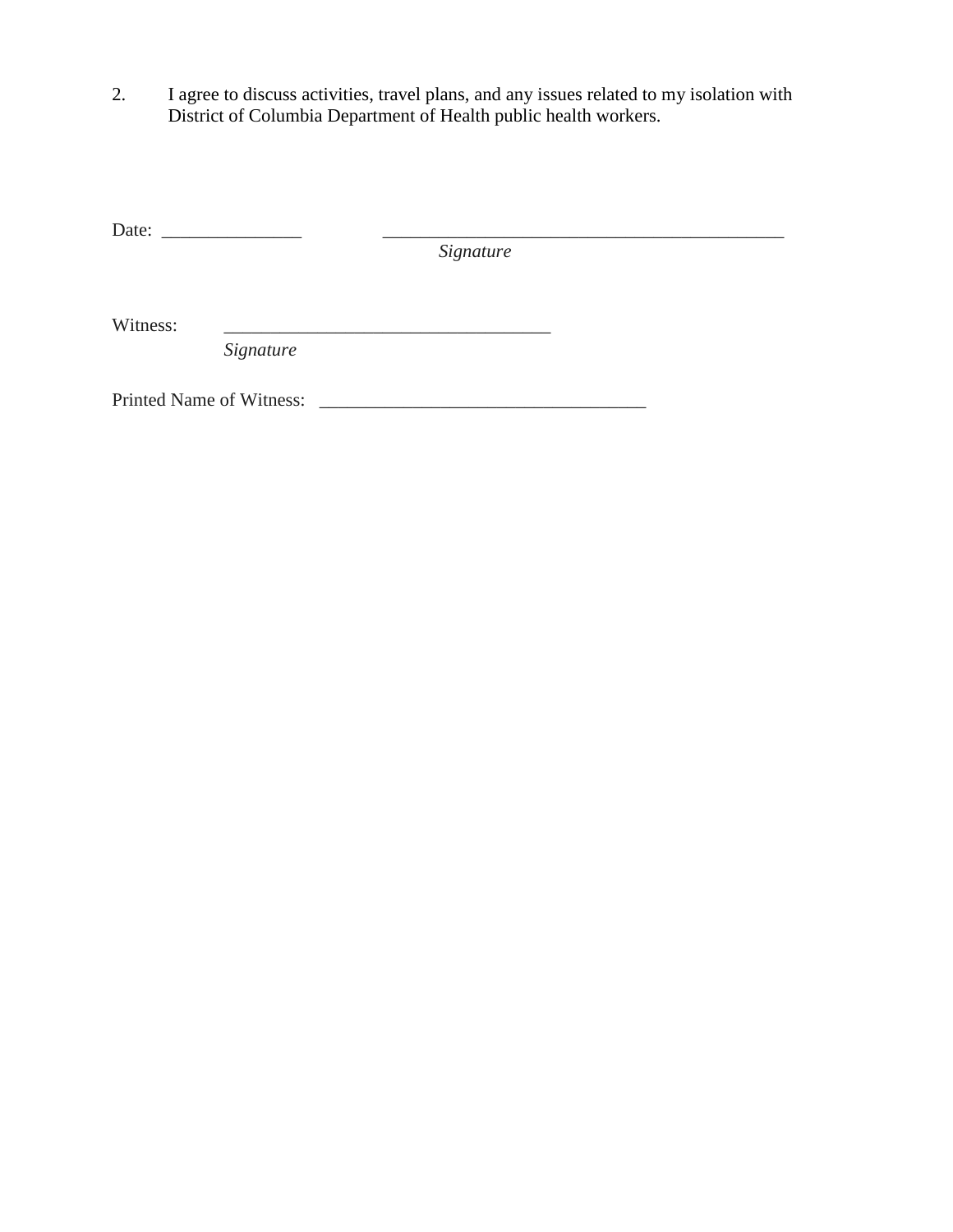2. I agree to discuss activities, travel plans, and any issues related to my isolation with District of Columbia Department of Health public health workers.

Date: _______________ _____________________________________________

*Signature*

Witness: ____________________________________

*Signature*

Printed Name of Witness: ____________________________________